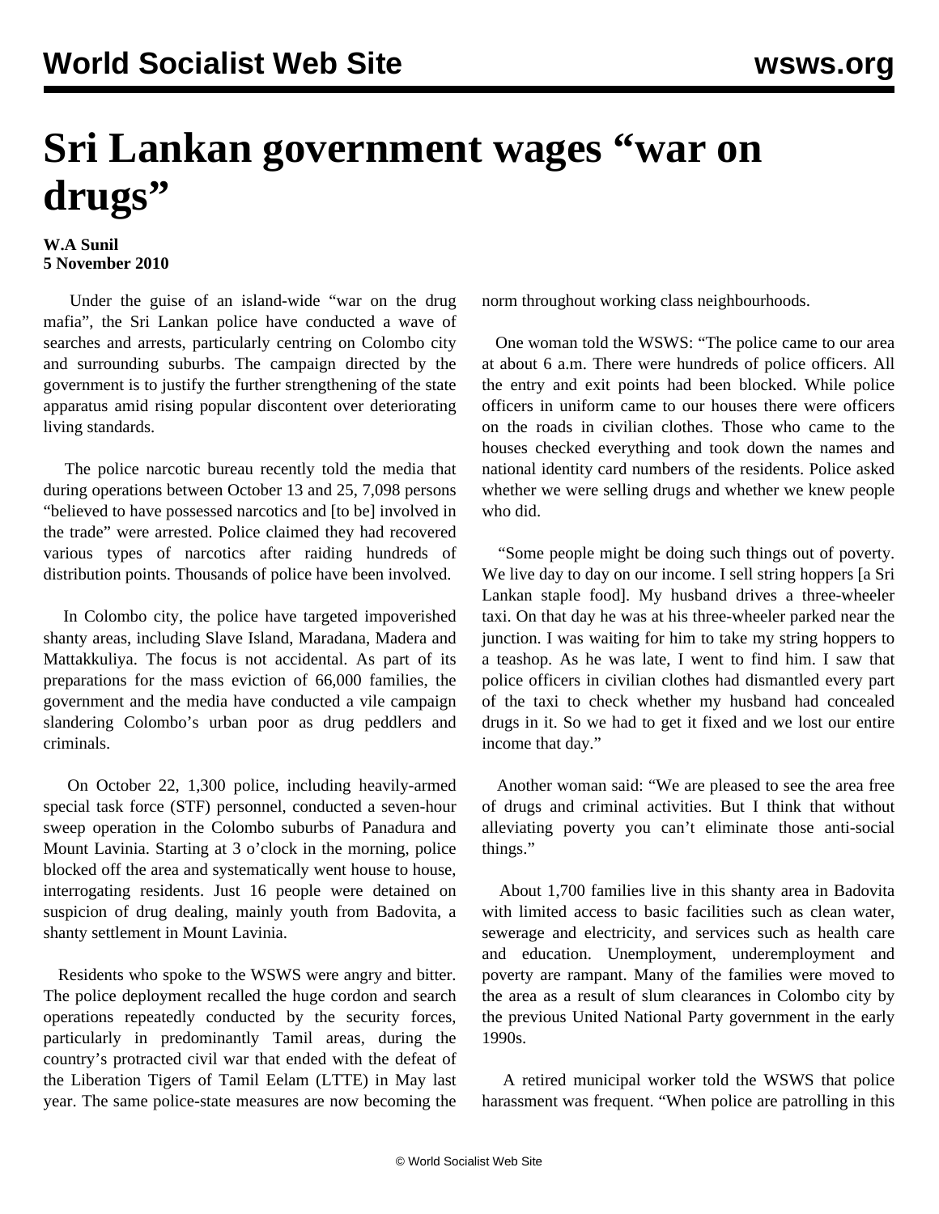# Sri Lankan government wages "war on drugs"

**W.A Sunil**
**5 November 2010**

Under the guise of an island-wide "war on the drug mafia", the Sri Lankan police have conducted a wave of searches and arrests, particularly centring on Colombo city and surrounding suburbs. The campaign directed by the government is to justify the further strengthening of the state apparatus amid rising popular discontent over deteriorating living standards.

The police narcotic bureau recently told the media that during operations between October 13 and 25, 7,098 persons "believed to have possessed narcotics and [to be] involved in the trade" were arrested. Police claimed they had recovered various types of narcotics after raiding hundreds of distribution points. Thousands of police have been involved.

In Colombo city, the police have targeted impoverished shanty areas, including Slave Island, Maradana, Madera and Mattakkuliya. The focus is not accidental. As part of its preparations for the mass eviction of 66,000 families, the government and the media have conducted a vile campaign slandering Colombo's urban poor as drug peddlers and criminals.

On October 22, 1,300 police, including heavily-armed special task force (STF) personnel, conducted a seven-hour sweep operation in the Colombo suburbs of Panadura and Mount Lavinia. Starting at 3 o'clock in the morning, police blocked off the area and systematically went house to house, interrogating residents. Just 16 people were detained on suspicion of drug dealing, mainly youth from Badovita, a shanty settlement in Mount Lavinia.

Residents who spoke to the WSWS were angry and bitter. The police deployment recalled the huge cordon and search operations repeatedly conducted by the security forces, particularly in predominantly Tamil areas, during the country's protracted civil war that ended with the defeat of the Liberation Tigers of Tamil Eelam (LTTE) in May last year. The same police-state measures are now becoming the norm throughout working class neighbourhoods.

One woman told the WSWS: "The police came to our area at about 6 a.m. There were hundreds of police officers. All the entry and exit points had been blocked. While police officers in uniform came to our houses there were officers on the roads in civilian clothes. Those who came to the houses checked everything and took down the names and national identity card numbers of the residents. Police asked whether we were selling drugs and whether we knew people who did.

"Some people might be doing such things out of poverty. We live day to day on our income. I sell string hoppers [a Sri Lankan staple food]. My husband drives a three-wheeler taxi. On that day he was at his three-wheeler parked near the junction. I was waiting for him to take my string hoppers to a teashop. As he was late, I went to find him. I saw that police officers in civilian clothes had dismantled every part of the taxi to check whether my husband had concealed drugs in it. So we had to get it fixed and we lost our entire income that day."

Another woman said: "We are pleased to see the area free of drugs and criminal activities. But I think that without alleviating poverty you can't eliminate those anti-social things."

About 1,700 families live in this shanty area in Badovita with limited access to basic facilities such as clean water, sewerage and electricity, and services such as health care and education. Unemployment, underemployment and poverty are rampant. Many of the families were moved to the area as a result of slum clearances in Colombo city by the previous United National Party government in the early 1990s.

A retired municipal worker told the WSWS that police harassment was frequent. "When police are patrolling in this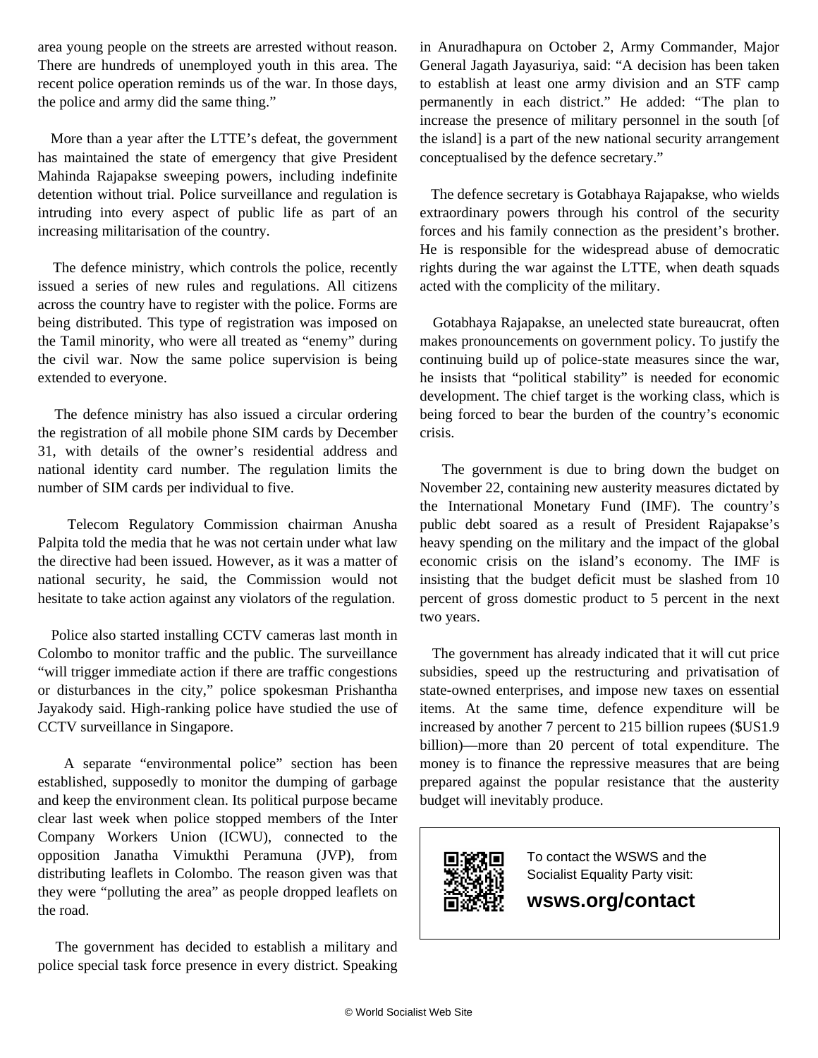area young people on the streets are arrested without reason. There are hundreds of unemployed youth in this area. The recent police operation reminds us of the war. In those days, the police and army did the same thing."

More than a year after the LTTE's defeat, the government has maintained the state of emergency that give President Mahinda Rajapakse sweeping powers, including indefinite detention without trial. Police surveillance and regulation is intruding into every aspect of public life as part of an increasing militarisation of the country.

The defence ministry, which controls the police, recently issued a series of new rules and regulations. All citizens across the country have to register with the police. Forms are being distributed. This type of registration was imposed on the Tamil minority, who were all treated as "enemy" during the civil war. Now the same police supervision is being extended to everyone.

The defence ministry has also issued a circular ordering the registration of all mobile phone SIM cards by December 31, with details of the owner's residential address and national identity card number. The regulation limits the number of SIM cards per individual to five.

Telecom Regulatory Commission chairman Anusha Palpita told the media that he was not certain under what law the directive had been issued. However, as it was a matter of national security, he said, the Commission would not hesitate to take action against any violators of the regulation.

Police also started installing CCTV cameras last month in Colombo to monitor traffic and the public. The surveillance "will trigger immediate action if there are traffic congestions or disturbances in the city," police spokesman Prishantha Jayakody said. High-ranking police have studied the use of CCTV surveillance in Singapore.

A separate "environmental police" section has been established, supposedly to monitor the dumping of garbage and keep the environment clean. Its political purpose became clear last week when police stopped members of the Inter Company Workers Union (ICWU), connected to the opposition Janatha Vimukthi Peramuna (JVP), from distributing leaflets in Colombo. The reason given was that they were "polluting the area" as people dropped leaflets on the road.

The government has decided to establish a military and police special task force presence in every district. Speaking in Anuradhapura on October 2, Army Commander, Major General Jagath Jayasuriya, said: "A decision has been taken to establish at least one army division and an STF camp permanently in each district." He added: "The plan to increase the presence of military personnel in the south [of the island] is a part of the new national security arrangement conceptualised by the defence secretary."

The defence secretary is Gotabhaya Rajapakse, who wields extraordinary powers through his control of the security forces and his family connection as the president's brother. He is responsible for the widespread abuse of democratic rights during the war against the LTTE, when death squads acted with the complicity of the military.

Gotabhaya Rajapakse, an unelected state bureaucrat, often makes pronouncements on government policy. To justify the continuing build up of police-state measures since the war, he insists that "political stability" is needed for economic development. The chief target is the working class, which is being forced to bear the burden of the country's economic crisis.

The government is due to bring down the budget on November 22, containing new austerity measures dictated by the International Monetary Fund (IMF). The country's public debt soared as a result of President Rajapakse's heavy spending on the military and the impact of the global economic crisis on the island's economy. The IMF is insisting that the budget deficit must be slashed from 10 percent of gross domestic product to 5 percent in the next two years.

The government has already indicated that it will cut price subsidies, speed up the restructuring and privatisation of state-owned enterprises, and impose new taxes on essential items. At the same time, defence expenditure will be increased by another 7 percent to 215 billion rupees ($US1.9 billion)—more than 20 percent of total expenditure. The money is to finance the repressive measures that are being prepared against the popular resistance that the austerity budget will inevitably produce.

To contact the WSWS and the Socialist Equality Party visit:

**wsws.org/contact**